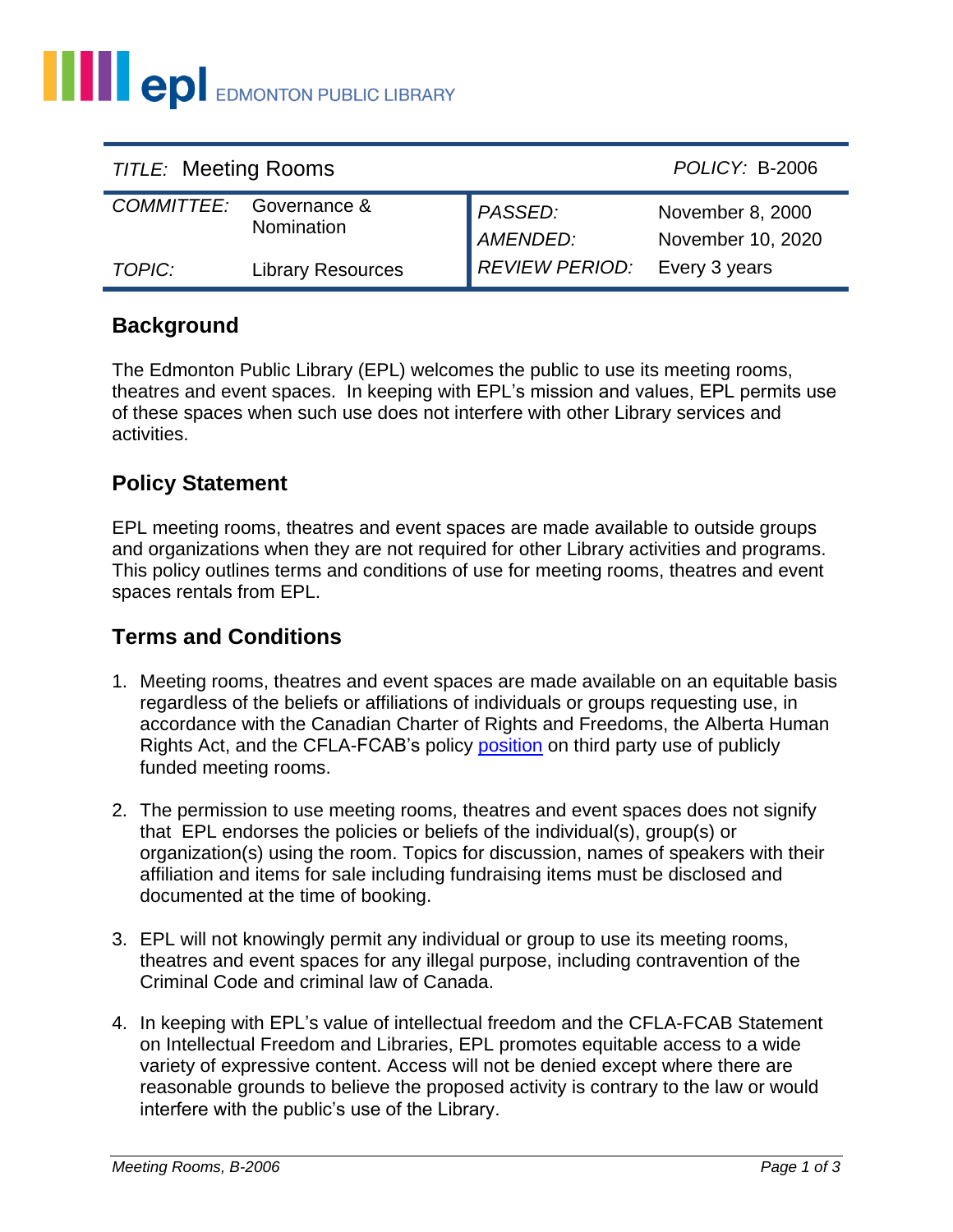EDMONTON PUBLIC LIBRARY

| *TITLE:* Meeting Rooms | | *POLICY:* B-2006 | |
|---|---|---|---|
| *COMMITTEE:* | Governance & Nomination | *PASSED:* | November 8, 2000 |
| | | *AMENDED:* | November 10, 2020 |
| *TOPIC:* | Library Resources | *REVIEW PERIOD:* | Every 3 years |

## Background

The Edmonton Public Library (EPL) welcomes the public to use its meeting rooms, theatres and event spaces. In keeping with EPL's mission and values, EPL permits use of these spaces when such use does not interfere with other Library services and activities.

## Policy Statement

EPL meeting rooms, theatres and event spaces are made available to outside groups and organizations when they are not required for other Library activities and programs. This policy outlines terms and conditions of use for meeting rooms, theatres and event spaces rentals from EPL.

## Terms and Conditions

1. Meeting rooms, theatres and event spaces are made available on an equitable basis regardless of the beliefs or affiliations of individuals or groups requesting use, in accordance with the Canadian Charter of Rights and Freedoms, the Alberta Human Rights Act, and the CFLA-FCAB's policy position on third party use of publicly funded meeting rooms.

2. The permission to use meeting rooms, theatres and event spaces does not signify that EPL endorses the policies or beliefs of the individual(s), group(s) or organization(s) using the room. Topics for discussion, names of speakers with their affiliation and items for sale including fundraising items must be disclosed and documented at the time of booking.

3. EPL will not knowingly permit any individual or group to use its meeting rooms, theatres and event spaces for any illegal purpose, including contravention of the Criminal Code and criminal law of Canada.

4. In keeping with EPL's value of intellectual freedom and the CFLA-FCAB Statement on Intellectual Freedom and Libraries, EPL promotes equitable access to a wide variety of expressive content. Access will not be denied except where there are reasonable grounds to believe the proposed activity is contrary to the law or would interfere with the public's use of the Library.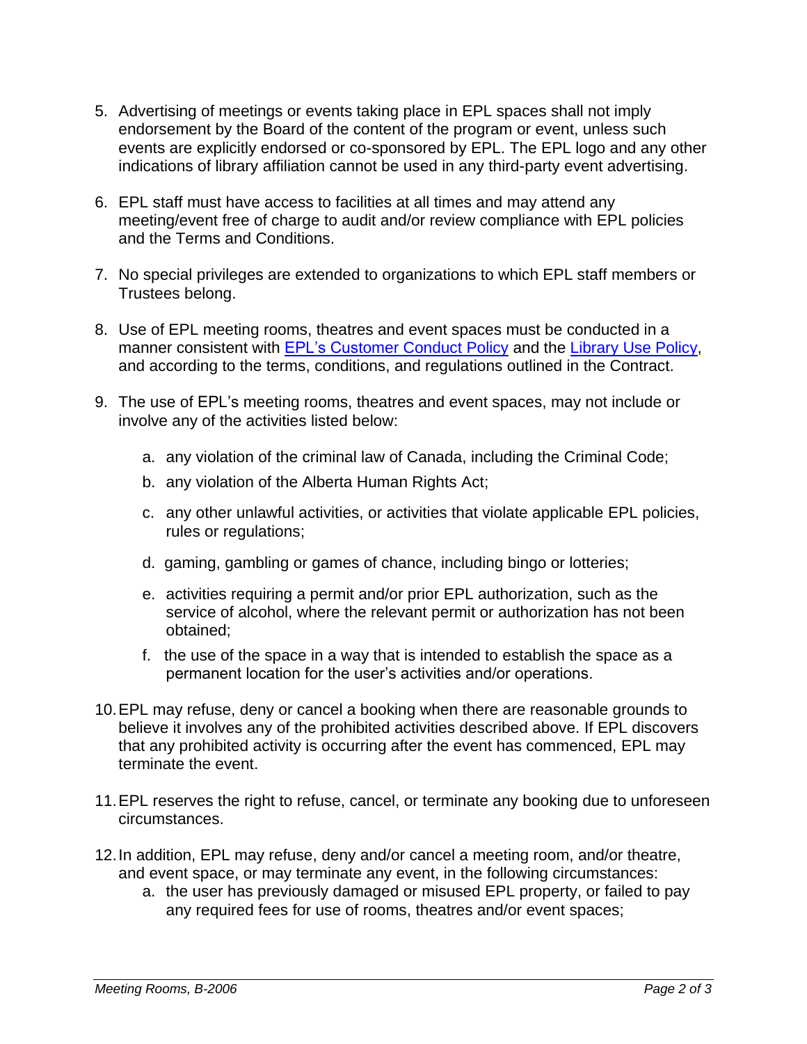5. Advertising of meetings or events taking place in EPL spaces shall not imply endorsement by the Board of the content of the program or event, unless such events are explicitly endorsed or co-sponsored by EPL. The EPL logo and any other indications of library affiliation cannot be used in any third-party event advertising.

6. EPL staff must have access to facilities at all times and may attend any meeting/event free of charge to audit and/or review compliance with EPL policies and the Terms and Conditions.

7. No special privileges are extended to organizations to which EPL staff members or Trustees belong.

8. Use of EPL meeting rooms, theatres and event spaces must be conducted in a manner consistent with EPL's Customer Conduct Policy and the Library Use Policy, and according to the terms, conditions, and regulations outlined in the Contract.

9. The use of EPL's meeting rooms, theatres and event spaces, may not include or involve any of the activities listed below:

   a. any violation of the criminal law of Canada, including the Criminal Code;

   b. any violation of the Alberta Human Rights Act;

   c. any other unlawful activities, or activities that violate applicable EPL policies, rules or regulations;

   d. gaming, gambling or games of chance, including bingo or lotteries;

   e. activities requiring a permit and/or prior EPL authorization, such as the service of alcohol, where the relevant permit or authorization has not been obtained;

   f. the use of the space in a way that is intended to establish the space as a permanent location for the user's activities and/or operations.

10. EPL may refuse, deny or cancel a booking when there are reasonable grounds to believe it involves any of the prohibited activities described above. If EPL discovers that any prohibited activity is occurring after the event has commenced, EPL may terminate the event.

11. EPL reserves the right to refuse, cancel, or terminate any booking due to unforeseen circumstances.

12. In addition, EPL may refuse, deny and/or cancel a meeting room, and/or theatre, and event space, or may terminate any event, in the following circumstances:

   a. the user has previously damaged or misused EPL property, or failed to pay any required fees for use of rooms, theatres and/or event spaces;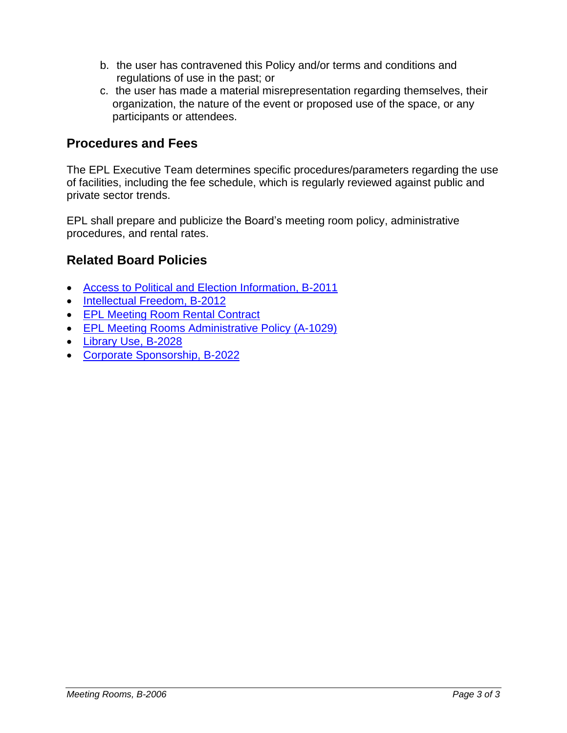b. the user has contravened this Policy and/or terms and conditions and regulations of use in the past; or
c. the user has made a material misrepresentation regarding themselves, their organization, the nature of the event or proposed use of the space, or any participants or attendees.

## Procedures and Fees

The EPL Executive Team determines specific procedures/parameters regarding the use of facilities, including the fee schedule, which is regularly reviewed against public and private sector trends.

EPL shall prepare and publicize the Board's meeting room policy, administrative procedures, and rental rates.

## Related Board Policies

- Access to Political and Election Information, B-2011
- Intellectual Freedom, B-2012
- EPL Meeting Room Rental Contract
- EPL Meeting Rooms Administrative Policy (A-1029)
- Library Use, B-2028
- Corporate Sponsorship, B-2022